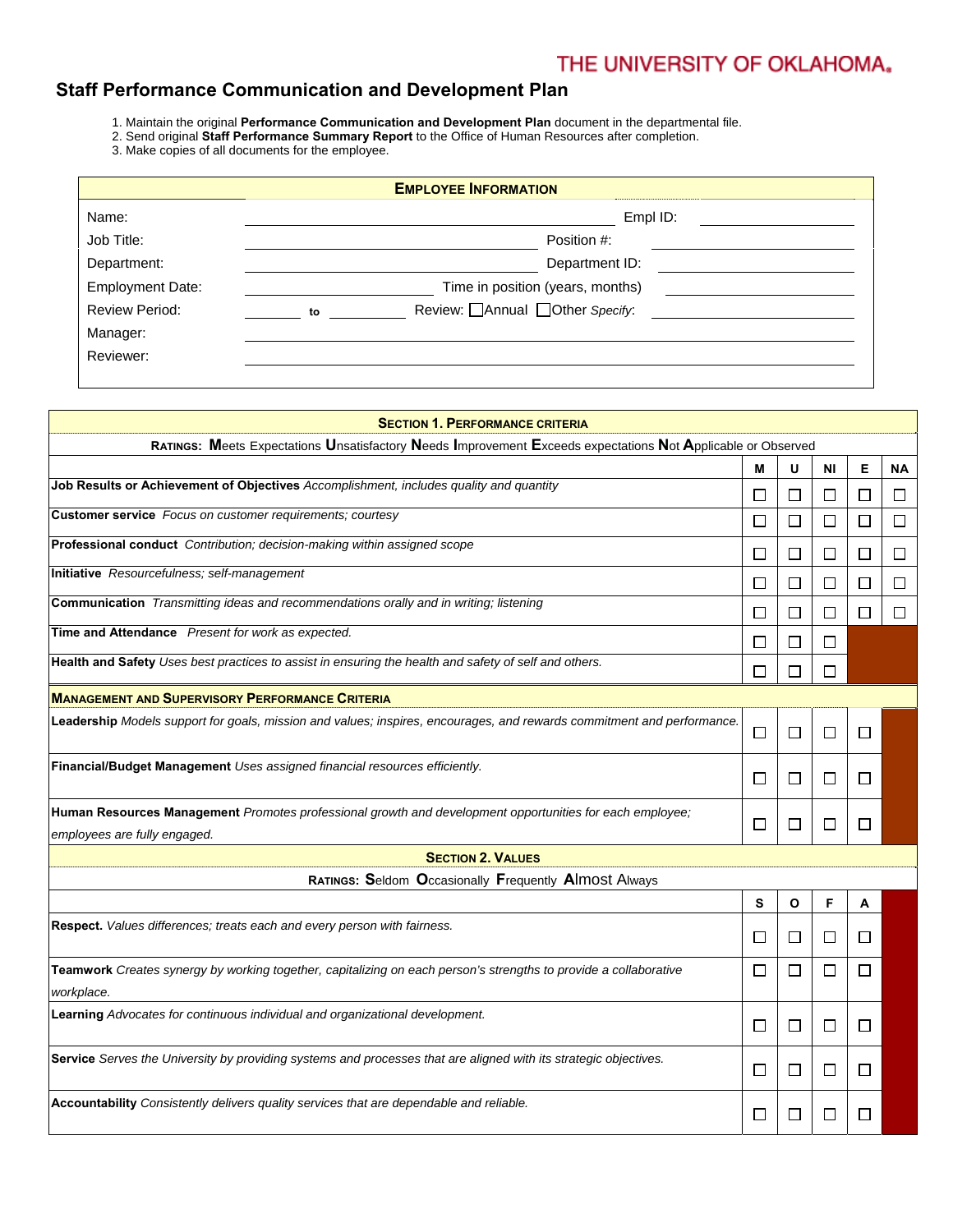THE UNIVERSITY OF OKLAHOMA

# Staff Performance Communication and Development Plan

1. Maintain the original **Performance Communication and Development Plan** document in the departmental file.
2. Send original **Staff Performance Summary Report** to the Office of Human Resources after completion.
3. Make copies of all documents for the employee.

| **EMPLOYEE INFORMATION** | | | |
|---|---|---|---|
| Name: | | Empl ID: | |
| Job Title: | | Position #: | |
| Department: | | Department ID: | |
| Employment Date: | | Time in position (years, months) | |
| Review Period: | ______ to ______ | Review: ☐Annual ☐Other *Specify*: | |
| Manager: | | | |
| Reviewer: | | | |

| **SECTION 1. PERFORMANCE CRITERIA** | | | | | |
|---|---|---|---|---|---|
| **RATINGS: M**eets Expectations **U**nsatisfactory **N**eeds **I**mprovement **E**xceeds expectations **N**ot **A**pplicable or Observed | | | | | |
| | **M** | **U** | **NI** | **E** | **NA** |
| **Job Results or Achievement of Objectives** *Accomplishment, includes quality and quantity* | ☐ | ☐ | ☐ | ☐ | ☐ |
| **Customer service** *Focus on customer requirements; courtesy* | ☐ | ☐ | ☐ | ☐ | ☐ |
| **Professional conduct** *Contribution; decision-making within assigned scope* | ☐ | ☐ | ☐ | ☐ | ☐ |
| **Initiative** *Resourcefulness; self-management* | ☐ | ☐ | ☐ | ☐ | ☐ |
| **Communication** *Transmitting ideas and recommendations orally and in writing; listening* | ☐ | ☐ | ☐ | ☐ | ☐ |
| **Time and Attendance** *Present for work as expected.* | ☐ | ☐ | ☐ | | |
| **Health and Safety** *Uses best practices to assist in ensuring the health and safety of self and others.* | ☐ | ☐ | ☐ | | |
| **MANAGEMENT AND SUPERVISORY PERFORMANCE CRITERIA** | | | | | |
| **Leadership** *Models support for goals, mission and values; inspires, encourages, and rewards commitment and performance.* | ☐ | ☐ | ☐ | ☐ | |
| **Financial/Budget Management** *Uses assigned financial resources efficiently.* | ☐ | ☐ | ☐ | ☐ | |
| **Human Resources Management** *Promotes professional growth and development opportunities for each employee; employees are fully engaged.* | ☐ | ☐ | ☐ | ☐ | |

| **SECTION 2. VALUES** | | | | |
|---|---|---|---|---|
| **RATINGS: S**eldom **O**ccasionally **F**requently **A**lmost Always | | | | |
| | **S** | **O** | **F** | **A** |
| **Respect.** *Values differences; treats each and every person with fairness.* | ☐ | ☐ | ☐ | ☐ |
| **Teamwork** *Creates synergy by working together, capitalizing on each person's strengths to provide a collaborative workplace.* | ☐ | ☐ | ☐ | ☐ |
| **Learning** *Advocates for continuous individual and organizational development.* | ☐ | ☐ | ☐ | ☐ |
| **Service** *Serves the University by providing systems and processes that are aligned with its strategic objectives.* | ☐ | ☐ | ☐ | ☐ |
| **Accountability** *Consistently delivers quality services that are dependable and reliable.* | ☐ | ☐ | ☐ | ☐ |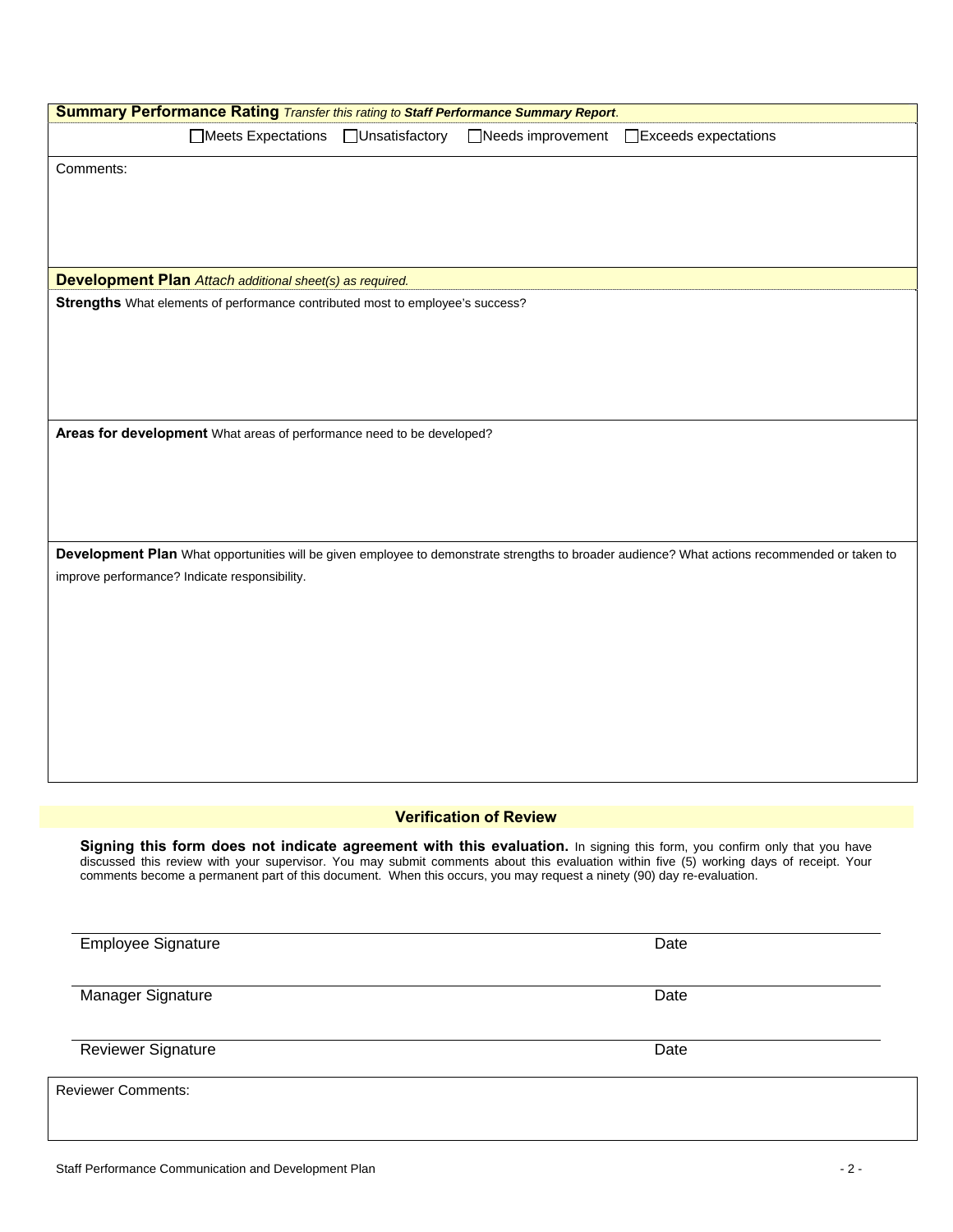**Summary Performance Rating** *Transfer this rating to* ***Staff Performance Summary Report****.*

☐ Meets Expectations ☐ Unsatisfactory ☐ Needs improvement ☐ Exceeds expectations

Comments:

**Development Plan** *Attach additional sheet(s) as required.*

**Strengths** What elements of performance contributed most to employee's success?

**Areas for development** What areas of performance need to be developed?

**Development Plan** What opportunities will be given employee to demonstrate strengths to broader audience? What actions recommended or taken to improve performance? Indicate responsibility.

## Verification of Review

**Signing this form does not indicate agreement with this evaluation.** In signing this form, you confirm only that you have discussed this review with your supervisor. You may submit comments about this evaluation within five (5) working days of receipt. Your comments become a permanent part of this document. When this occurs, you may request a ninety (90) day re-evaluation.

Employee Signature Date

Manager Signature Date

Reviewer Signature Date

Reviewer Comments: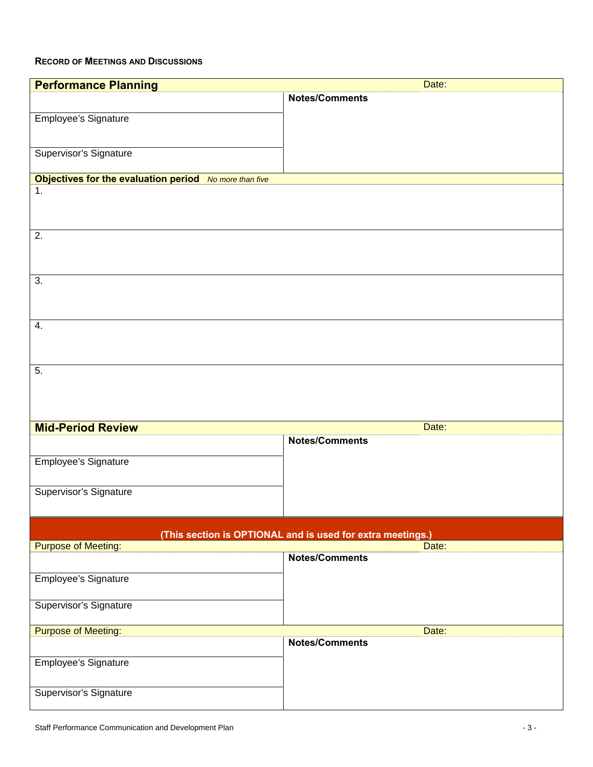**Record of Meetings and Discussions**

| **Performance Planning** | Date: |
|---|---|
| | **Notes/Comments** |
| Employee's Signature | |
| Supervisor's Signature | |

| **Objectives for the evaluation period** *No more than five* |
|---|
| 1. |
| 2. |
| 3. |
| 4. |
| 5. |

| **Mid-Period Review** | Date: |
|---|---|
| | **Notes/Comments** |
| Employee's Signature | |
| Supervisor's Signature | |

**(This section is OPTIONAL and is used for extra meetings.)**

| Purpose of Meeting: | Date: |
|---|---|
| | **Notes/Comments** |
| Employee's Signature | |
| Supervisor's Signature | |

| Purpose of Meeting: | Date: |
|---|---|
| | **Notes/Comments** |
| Employee's Signature | |
| Supervisor's Signature | |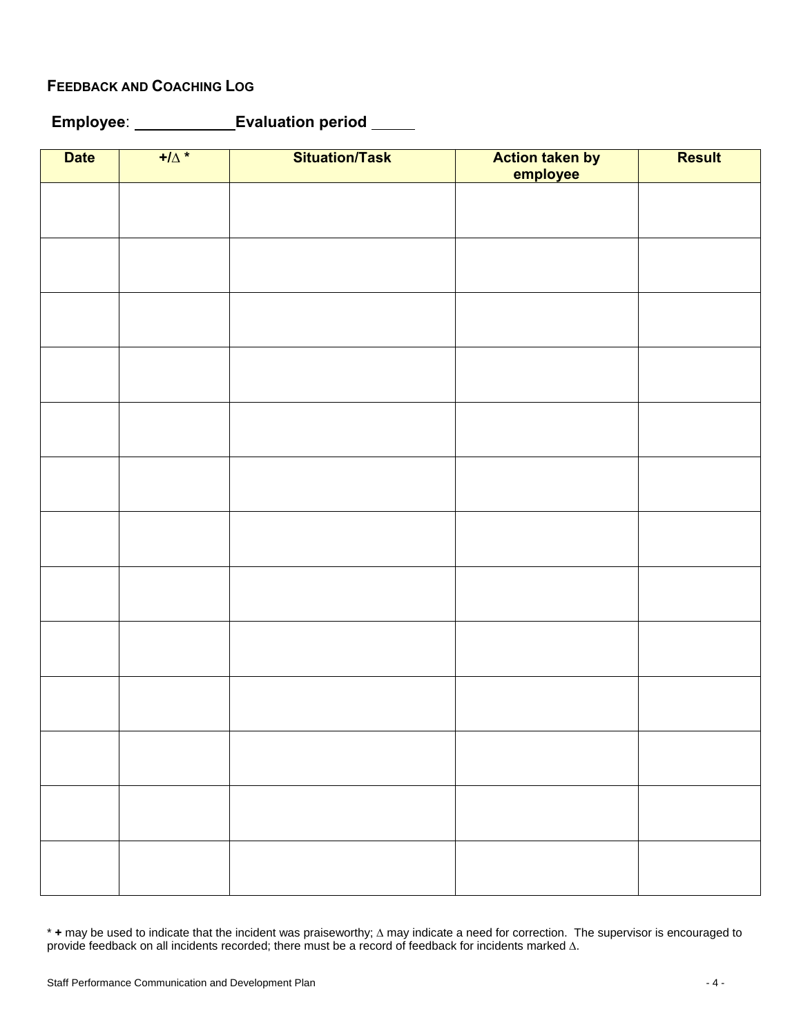**Feedback and Coaching Log**

**Employee**: \_\_\_\_\_\_\_\_\_\_\_\_ **Evaluation period** \_\_\_\_\_\_

| Date | +/∆ * | Situation/Task | Action taken by employee | Result |
|---|---|---|---|---|
| | | | | |
| | | | | |
| | | | | |
| | | | | |
| | | | | |
| | | | | |
| | | | | |
| | | | | |
| | | | | |
| | | | | |
| | | | | |
| | | | | |
| | | | | |

\* **+** may be used to indicate that the incident was praiseworthy; ∆ may indicate a need for correction. The supervisor is encouraged to provide feedback on all incidents recorded; there must be a record of feedback for incidents marked ∆.